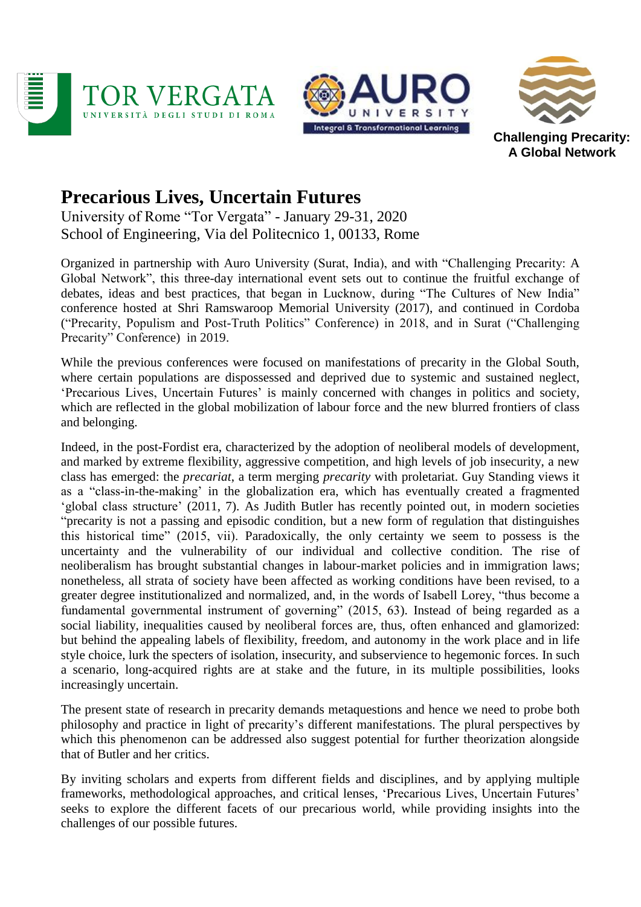TOR VERGATA
UNIVERSITÀ DEGLI STUDI DI ROMA

AURO UNIVERSITY
Integral & Transformational Learning

**Challenging Precarity: A Global Network**

# Precarious Lives, Uncertain Futures

University of Rome "Tor Vergata" - January 29-31, 2020
School of Engineering, Via del Politecnico 1, 00133, Rome

Organized in partnership with Auro University (Surat, India), and with "Challenging Precarity: A Global Network", this three-day international event sets out to continue the fruitful exchange of debates, ideas and best practices, that began in Lucknow, during "The Cultures of New India" conference hosted at Shri Ramswaroop Memorial University (2017), and continued in Cordoba ("Precarity, Populism and Post-Truth Politics" Conference) in 2018, and in Surat ("Challenging Precarity" Conference) in 2019.

While the previous conferences were focused on manifestations of precarity in the Global South, where certain populations are dispossessed and deprived due to systemic and sustained neglect, 'Precarious Lives, Uncertain Futures' is mainly concerned with changes in politics and society, which are reflected in the global mobilization of labour force and the new blurred frontiers of class and belonging.

Indeed, in the post-Fordist era, characterized by the adoption of neoliberal models of development, and marked by extreme flexibility, aggressive competition, and high levels of job insecurity, a new class has emerged: the *precariat*, a term merging *precarity* with proletariat. Guy Standing views it as a "class-in-the-making' in the globalization era, which has eventually created a fragmented 'global class structure' (2011, 7). As Judith Butler has recently pointed out, in modern societies "precarity is not a passing and episodic condition, but a new form of regulation that distinguishes this historical time" (2015, vii). Paradoxically, the only certainty we seem to possess is the uncertainty and the vulnerability of our individual and collective condition. The rise of neoliberalism has brought substantial changes in labour-market policies and in immigration laws; nonetheless, all strata of society have been affected as working conditions have been revised, to a greater degree institutionalized and normalized, and, in the words of Isabell Lorey, "thus become a fundamental governmental instrument of governing" (2015, 63). Instead of being regarded as a social liability, inequalities caused by neoliberal forces are, thus, often enhanced and glamorized: but behind the appealing labels of flexibility, freedom, and autonomy in the work place and in life style choice, lurk the specters of isolation, insecurity, and subservience to hegemonic forces. In such a scenario, long-acquired rights are at stake and the future, in its multiple possibilities, looks increasingly uncertain.

The present state of research in precarity demands metaquestions and hence we need to probe both philosophy and practice in light of precarity's different manifestations. The plural perspectives by which this phenomenon can be addressed also suggest potential for further theorization alongside that of Butler and her critics.

By inviting scholars and experts from different fields and disciplines, and by applying multiple frameworks, methodological approaches, and critical lenses, 'Precarious Lives, Uncertain Futures' seeks to explore the different facets of our precarious world, while providing insights into the challenges of our possible futures.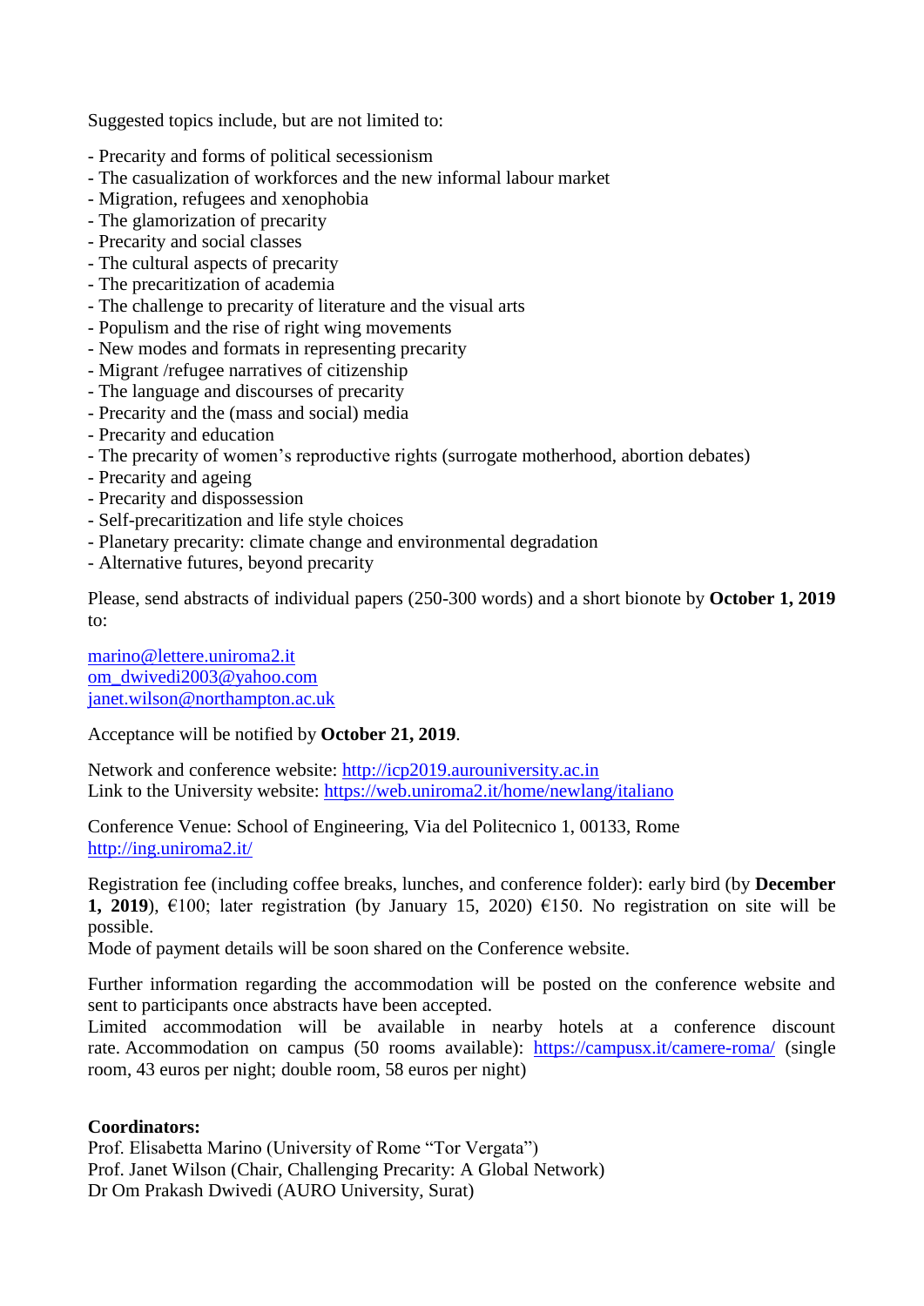Suggested topics include, but are not limited to:

- Precarity and forms of political secessionism
- The casualization of workforces and the new informal labour market
- Migration, refugees and xenophobia
- The glamorization of precarity
- Precarity and social classes
- The cultural aspects of precarity
- The precaritization of academia
- The challenge to precarity of literature and the visual arts
- Populism and the rise of right wing movements
- New modes and formats in representing precarity
- Migrant /refugee narratives of citizenship
- The language and discourses of precarity
- Precarity and the (mass and social) media
- Precarity and education
- The precarity of women's reproductive rights (surrogate motherhood, abortion debates)
- Precarity and ageing
- Precarity and dispossession
- Self-precaritization and life style choices
- Planetary precarity: climate change and environmental degradation
- Alternative futures, beyond precarity

Please, send abstracts of individual papers (250-300 words) and a short bionote by **October 1, 2019** to:

marino@lettere.uniroma2.it
om_dwivedi2003@yahoo.com
janet.wilson@northampton.ac.uk

Acceptance will be notified by **October 21, 2019**.

Network and conference website: http://icp2019.aurouniversity.ac.in
Link to the University website: https://web.uniroma2.it/home/newlang/italiano

Conference Venue: School of Engineering, Via del Politecnico 1, 00133, Rome
http://ing.uniroma2.it/

Registration fee (including coffee breaks, lunches, and conference folder): early bird (by **December 1, 2019**), €100; later registration (by January 15, 2020) €150. No registration on site will be possible.
Mode of payment details will be soon shared on the Conference website.

Further information regarding the accommodation will be posted on the conference website and sent to participants once abstracts have been accepted.
Limited accommodation will be available in nearby hotels at a conference discount rate. Accommodation on campus (50 rooms available): https://campusx.it/camere-roma/ (single room, 43 euros per night; double room, 58 euros per night)

**Coordinators:**
Prof. Elisabetta Marino (University of Rome "Tor Vergata")
Prof. Janet Wilson (Chair, Challenging Precarity: A Global Network)
Dr Om Prakash Dwivedi (AURO University, Surat)